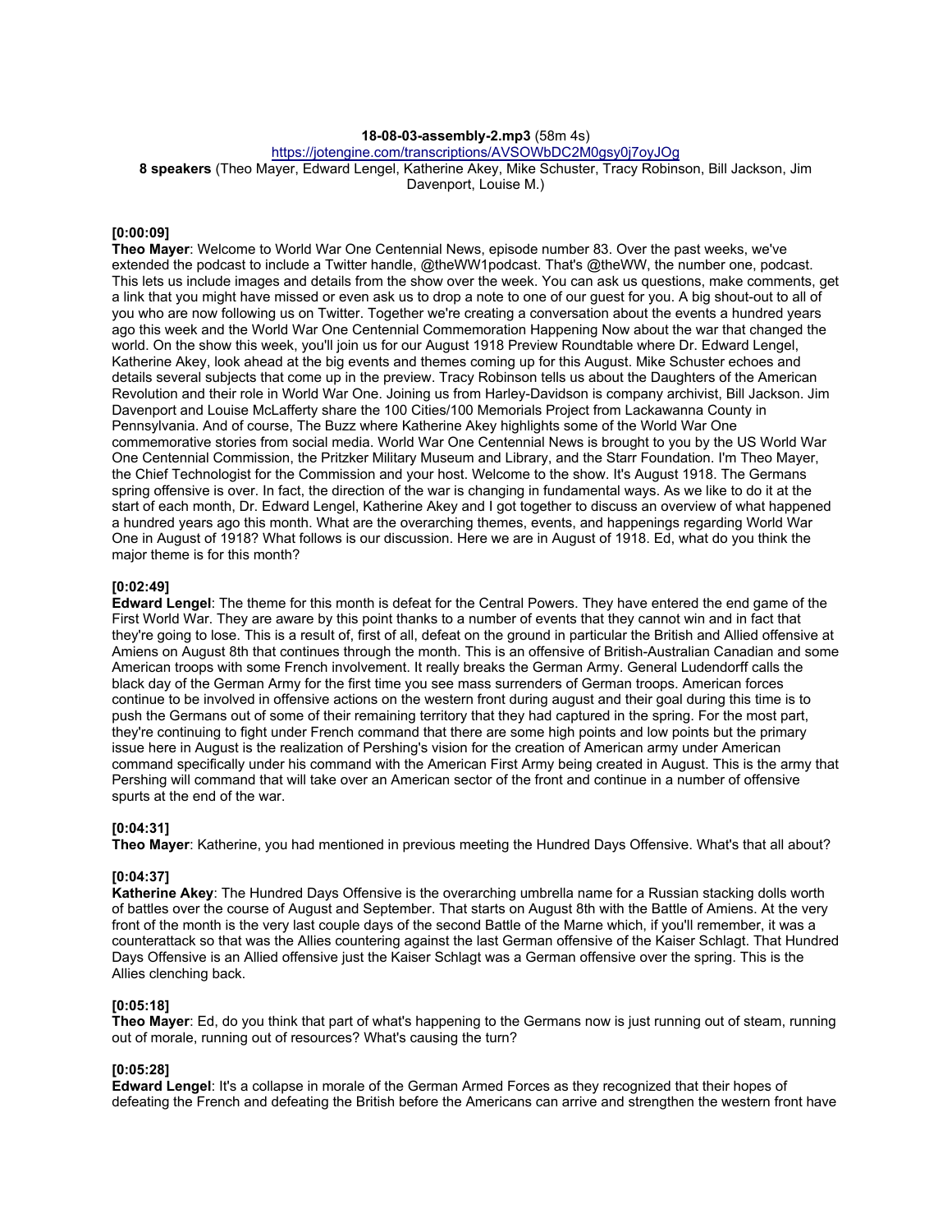**18-08-03-assembly-2.mp3** (58m 4s)

https://jotengine.com/transcriptions/AVSOWbDC2M0gsy0j7oyJOg

**8 speakers** (Theo Mayer, Edward Lengel, Katherine Akey, Mike Schuster, Tracy Robinson, Bill Jackson, Jim Davenport, Louise M.)

**[0:00:09]**

**Theo Mayer**: Welcome to World War One Centennial News, episode number 83. Over the past weeks, we've extended the podcast to include a Twitter handle, @theWW1podcast. That's @theWW, the number one, podcast. This lets us include images and details from the show over the week. You can ask us questions, make comments, get a link that you might have missed or even ask us to drop a note to one of our guest for you. A big shout-out to all of you who are now following us on Twitter. Together we're creating a conversation about the events a hundred years ago this week and the World War One Centennial Commemoration Happening Now about the war that changed the world. On the show this week, you'll join us for our August 1918 Preview Roundtable where Dr. Edward Lengel, Katherine Akey, look ahead at the big events and themes coming up for this August. Mike Schuster echoes and details several subjects that come up in the preview. Tracy Robinson tells us about the Daughters of the American Revolution and their role in World War One. Joining us from Harley-Davidson is company archivist, Bill Jackson. Jim Davenport and Louise McLafferty share the 100 Cities/100 Memorials Project from Lackawanna County in Pennsylvania. And of course, The Buzz where Katherine Akey highlights some of the World War One commemorative stories from social media. World War One Centennial News is brought to you by the US World War One Centennial Commission, the Pritzker Military Museum and Library, and the Starr Foundation. I'm Theo Mayer, the Chief Technologist for the Commission and your host. Welcome to the show. It's August 1918. The Germans spring offensive is over. In fact, the direction of the war is changing in fundamental ways. As we like to do it at the start of each month, Dr. Edward Lengel, Katherine Akey and I got together to discuss an overview of what happened a hundred years ago this month. What are the overarching themes, events, and happenings regarding World War One in August of 1918? What follows is our discussion. Here we are in August of 1918. Ed, what do you think the major theme is for this month?

**[0:02:49]**

**Edward Lengel**: The theme for this month is defeat for the Central Powers. They have entered the end game of the First World War. They are aware by this point thanks to a number of events that they cannot win and in fact that they're going to lose. This is a result of, first of all, defeat on the ground in particular the British and Allied offensive at Amiens on August 8th that continues through the month. This is an offensive of British-Australian Canadian and some American troops with some French involvement. It really breaks the German Army. General Ludendorff calls the black day of the German Army for the first time you see mass surrenders of German troops. American forces continue to be involved in offensive actions on the western front during august and their goal during this time is to push the Germans out of some of their remaining territory that they had captured in the spring. For the most part, they're continuing to fight under French command that there are some high points and low points but the primary issue here in August is the realization of Pershing's vision for the creation of American army under American command specifically under his command with the American First Army being created in August. This is the army that Pershing will command that will take over an American sector of the front and continue in a number of offensive spurts at the end of the war.

**[0:04:31]**

**Theo Mayer**: Katherine, you had mentioned in previous meeting the Hundred Days Offensive. What's that all about?

**[0:04:37]**

**Katherine Akey**: The Hundred Days Offensive is the overarching umbrella name for a Russian stacking dolls worth of battles over the course of August and September. That starts on August 8th with the Battle of Amiens. At the very front of the month is the very last couple days of the second Battle of the Marne which, if you'll remember, it was a counterattack so that was the Allies countering against the last German offensive of the Kaiser Schlagt. That Hundred Days Offensive is an Allied offensive just the Kaiser Schlagt was a German offensive over the spring. This is the Allies clenching back.

**[0:05:18]**

**Theo Mayer**: Ed, do you think that part of what's happening to the Germans now is just running out of steam, running out of morale, running out of resources? What's causing the turn?

**[0:05:28]**

**Edward Lengel**: It's a collapse in morale of the German Armed Forces as they recognized that their hopes of defeating the French and defeating the British before the Americans can arrive and strengthen the western front have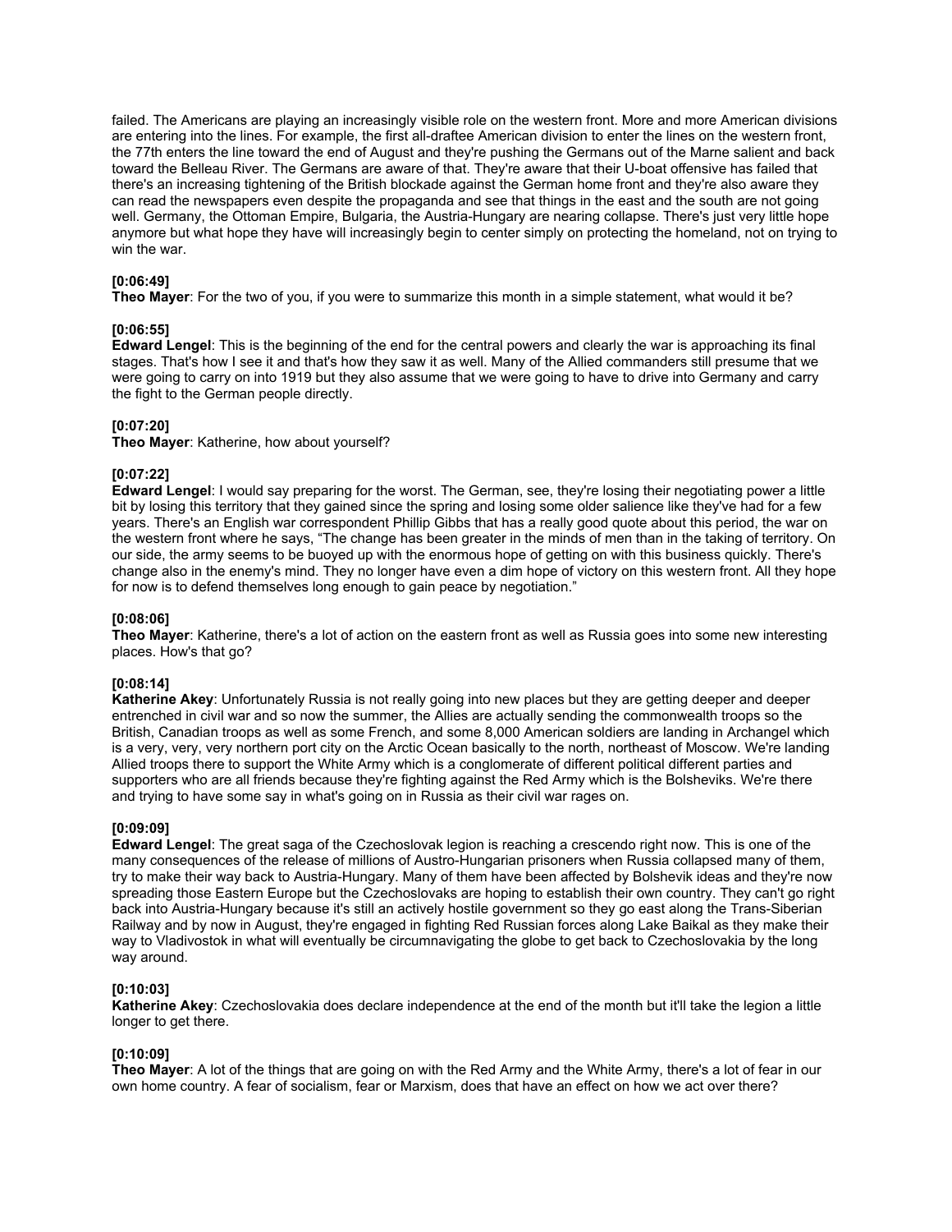failed. The Americans are playing an increasingly visible role on the western front. More and more American divisions are entering into the lines. For example, the first all-draftee American division to enter the lines on the western front, the 77th enters the line toward the end of August and they're pushing the Germans out of the Marne salient and back toward the Belleau River. The Germans are aware of that. They're aware that their U-boat offensive has failed that there's an increasing tightening of the British blockade against the German home front and they're also aware they can read the newspapers even despite the propaganda and see that things in the east and the south are not going well. Germany, the Ottoman Empire, Bulgaria, the Austria-Hungary are nearing collapse. There's just very little hope anymore but what hope they have will increasingly begin to center simply on protecting the homeland, not on trying to win the war.

**[0:06:49]**
**Theo Mayer**: For the two of you, if you were to summarize this month in a simple statement, what would it be?

**[0:06:55]**
**Edward Lengel**: This is the beginning of the end for the central powers and clearly the war is approaching its final stages. That's how I see it and that's how they saw it as well. Many of the Allied commanders still presume that we were going to carry on into 1919 but they also assume that we were going to have to drive into Germany and carry the fight to the German people directly.

**[0:07:20]**
**Theo Mayer**: Katherine, how about yourself?

**[0:07:22]**
**Edward Lengel**: I would say preparing for the worst. The German, see, they're losing their negotiating power a little bit by losing this territory that they gained since the spring and losing some older salience like they've had for a few years. There's an English war correspondent Phillip Gibbs that has a really good quote about this period, the war on the western front where he says, "The change has been greater in the minds of men than in the taking of territory. On our side, the army seems to be buoyed up with the enormous hope of getting on with this business quickly. There's change also in the enemy's mind. They no longer have even a dim hope of victory on this western front. All they hope for now is to defend themselves long enough to gain peace by negotiation."

**[0:08:06]**
**Theo Mayer**: Katherine, there's a lot of action on the eastern front as well as Russia goes into some new interesting places. How's that go?

**[0:08:14]**
**Katherine Akey**: Unfortunately Russia is not really going into new places but they are getting deeper and deeper entrenched in civil war and so now the summer, the Allies are actually sending the commonwealth troops so the British, Canadian troops as well as some French, and some 8,000 American soldiers are landing in Archangel which is a very, very, very northern port city on the Arctic Ocean basically to the north, northeast of Moscow. We're landing Allied troops there to support the White Army which is a conglomerate of different political different parties and supporters who are all friends because they're fighting against the Red Army which is the Bolsheviks. We're there and trying to have some say in what's going on in Russia as their civil war rages on.

**[0:09:09]**
**Edward Lengel**: The great saga of the Czechoslovak legion is reaching a crescendo right now. This is one of the many consequences of the release of millions of Austro-Hungarian prisoners when Russia collapsed many of them, try to make their way back to Austria-Hungary. Many of them have been affected by Bolshevik ideas and they're now spreading those Eastern Europe but the Czechoslovaks are hoping to establish their own country. They can't go right back into Austria-Hungary because it's still an actively hostile government so they go east along the Trans-Siberian Railway and by now in August, they're engaged in fighting Red Russian forces along Lake Baikal as they make their way to Vladivostok in what will eventually be circumnavigating the globe to get back to Czechoslovakia by the long way around.

**[0:10:03]**
**Katherine Akey**: Czechoslovakia does declare independence at the end of the month but it'll take the legion a little longer to get there.

**[0:10:09]**
**Theo Mayer**: A lot of the things that are going on with the Red Army and the White Army, there's a lot of fear in our own home country. A fear of socialism, fear or Marxism, does that have an effect on how we act over there?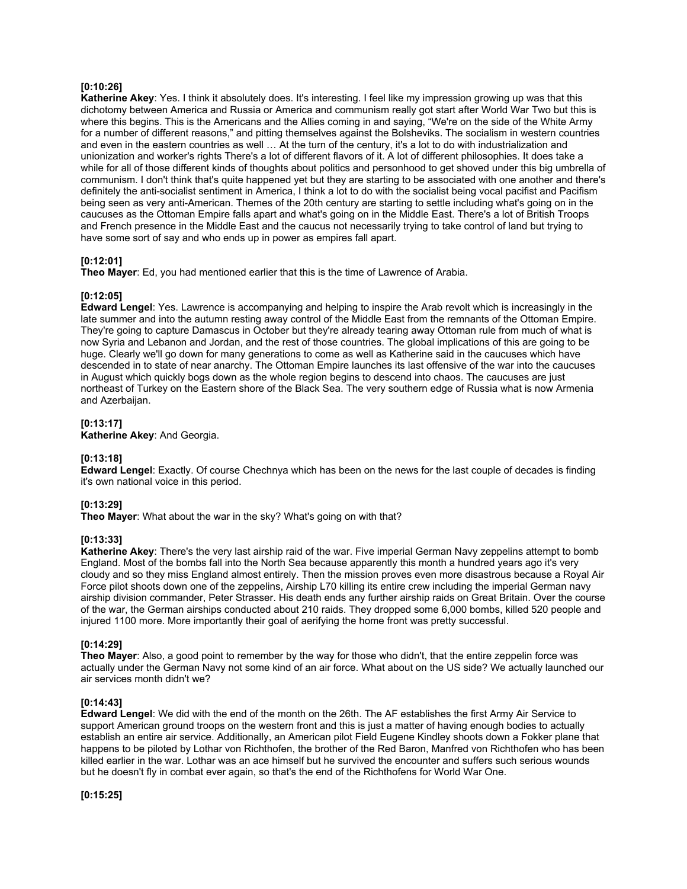**[0:10:26]**
**Katherine Akey**: Yes. I think it absolutely does. It's interesting. I feel like my impression growing up was that this dichotomy between America and Russia or America and communism really got start after World War Two but this is where this begins. This is the Americans and the Allies coming in and saying, "We're on the side of the White Army for a number of different reasons," and pitting themselves against the Bolsheviks. The socialism in western countries and even in the eastern countries as well … At the turn of the century, it's a lot to do with industrialization and unionization and worker's rights There's a lot of different flavors of it. A lot of different philosophies. It does take a while for all of those different kinds of thoughts about politics and personhood to get shoved under this big umbrella of communism. I don't think that's quite happened yet but they are starting to be associated with one another and there's definitely the anti-socialist sentiment in America, I think a lot to do with the socialist being vocal pacifist and Pacifism being seen as very anti-American. Themes of the 20th century are starting to settle including what's going on in the caucuses as the Ottoman Empire falls apart and what's going on in the Middle East. There's a lot of British Troops and French presence in the Middle East and the caucus not necessarily trying to take control of land but trying to have some sort of say and who ends up in power as empires fall apart.

**[0:12:01]**
**Theo Mayer**: Ed, you had mentioned earlier that this is the time of Lawrence of Arabia.

**[0:12:05]**
**Edward Lengel**: Yes. Lawrence is accompanying and helping to inspire the Arab revolt which is increasingly in the late summer and into the autumn resting away control of the Middle East from the remnants of the Ottoman Empire. They're going to capture Damascus in October but they're already tearing away Ottoman rule from much of what is now Syria and Lebanon and Jordan, and the rest of those countries. The global implications of this are going to be huge. Clearly we'll go down for many generations to come as well as Katherine said in the caucuses which have descended in to state of near anarchy. The Ottoman Empire launches its last offensive of the war into the caucuses in August which quickly bogs down as the whole region begins to descend into chaos. The caucuses are just northeast of Turkey on the Eastern shore of the Black Sea. The very southern edge of Russia what is now Armenia and Azerbaijan.

**[0:13:17]**
**Katherine Akey**: And Georgia.

**[0:13:18]**
**Edward Lengel**: Exactly. Of course Chechnya which has been on the news for the last couple of decades is finding it's own national voice in this period.

**[0:13:29]**
**Theo Mayer**: What about the war in the sky? What's going on with that?

**[0:13:33]**
**Katherine Akey**: There's the very last airship raid of the war. Five imperial German Navy zeppelins attempt to bomb England. Most of the bombs fall into the North Sea because apparently this month a hundred years ago it's very cloudy and so they miss England almost entirely. Then the mission proves even more disastrous because a Royal Air Force pilot shoots down one of the zeppelins, Airship L70 killing its entire crew including the imperial German navy airship division commander, Peter Strasser. His death ends any further airship raids on Great Britain. Over the course of the war, the German airships conducted about 210 raids. They dropped some 6,000 bombs, killed 520 people and injured 1100 more. More importantly their goal of aerifying the home front was pretty successful.

**[0:14:29]**
**Theo Mayer**: Also, a good point to remember by the way for those who didn't, that the entire zeppelin force was actually under the German Navy not some kind of an air force. What about on the US side? We actually launched our air services month didn't we?

**[0:14:43]**
**Edward Lengel**: We did with the end of the month on the 26th. The AF establishes the first Army Air Service to support American ground troops on the western front and this is just a matter of having enough bodies to actually establish an entire air service. Additionally, an American pilot Field Eugene Kindley shoots down a Fokker plane that happens to be piloted by Lothar von Richthofen, the brother of the Red Baron, Manfred von Richthofen who has been killed earlier in the war. Lothar was an ace himself but he survived the encounter and suffers such serious wounds but he doesn't fly in combat ever again, so that's the end of the Richthofens for World War One.

**[0:15:25]**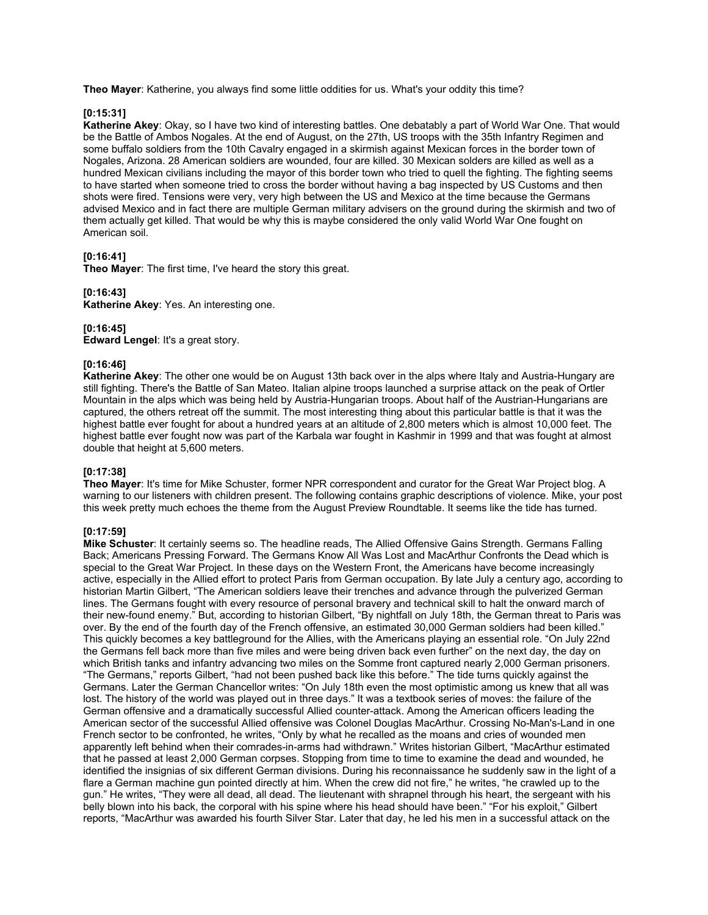**Theo Mayer**: Katherine, you always find some little oddities for us. What's your oddity this time?

**[0:15:31]**
**Katherine Akey**: Okay, so I have two kind of interesting battles. One debatably a part of World War One. That would be the Battle of Ambos Nogales. At the end of August, on the 27th, US troops with the 35th Infantry Regimen and some buffalo soldiers from the 10th Cavalry engaged in a skirmish against Mexican forces in the border town of Nogales, Arizona. 28 American soldiers are wounded, four are killed. 30 Mexican solders are killed as well as a hundred Mexican civilians including the mayor of this border town who tried to quell the fighting. The fighting seems to have started when someone tried to cross the border without having a bag inspected by US Customs and then shots were fired. Tensions were very, very high between the US and Mexico at the time because the Germans advised Mexico and in fact there are multiple German military advisers on the ground during the skirmish and two of them actually get killed. That would be why this is maybe considered the only valid World War One fought on American soil.

**[0:16:41]**
**Theo Mayer**: The first time, I've heard the story this great.

**[0:16:43]**
**Katherine Akey**: Yes. An interesting one.

**[0:16:45]**
**Edward Lengel**: It's a great story.

**[0:16:46]**
**Katherine Akey**: The other one would be on August 13th back over in the alps where Italy and Austria-Hungary are still fighting. There's the Battle of San Mateo. Italian alpine troops launched a surprise attack on the peak of Ortler Mountain in the alps which was being held by Austria-Hungarian troops. About half of the Austrian-Hungarians are captured, the others retreat off the summit. The most interesting thing about this particular battle is that it was the highest battle ever fought for about a hundred years at an altitude of 2,800 meters which is almost 10,000 feet. The highest battle ever fought now was part of the Karbala war fought in Kashmir in 1999 and that was fought at almost double that height at 5,600 meters.

**[0:17:38]**
**Theo Mayer**: It's time for Mike Schuster, former NPR correspondent and curator for the Great War Project blog. A warning to our listeners with children present. The following contains graphic descriptions of violence. Mike, your post this week pretty much echoes the theme from the August Preview Roundtable. It seems like the tide has turned.

**[0:17:59]**
**Mike Schuster**: It certainly seems so. The headline reads, The Allied Offensive Gains Strength. Germans Falling Back; Americans Pressing Forward. The Germans Know All Was Lost and MacArthur Confronts the Dead which is special to the Great War Project. In these days on the Western Front, the Americans have become increasingly active, especially in the Allied effort to protect Paris from German occupation. By late July a century ago, according to historian Martin Gilbert, "The American soldiers leave their trenches and advance through the pulverized German lines. The Germans fought with every resource of personal bravery and technical skill to halt the onward march of their new-found enemy." But, according to historian Gilbert, "By nightfall on July 18th, the German threat to Paris was over. By the end of the fourth day of the French offensive, an estimated 30,000 German soldiers had been killed." This quickly becomes a key battleground for the Allies, with the Americans playing an essential role. "On July 22nd the Germans fell back more than five miles and were being driven back even further" on the next day, the day on which British tanks and infantry advancing two miles on the Somme front captured nearly 2,000 German prisoners. "The Germans," reports Gilbert, "had not been pushed back like this before." The tide turns quickly against the Germans. Later the German Chancellor writes: "On July 18th even the most optimistic among us knew that all was lost. The history of the world was played out in three days." It was a textbook series of moves: the failure of the German offensive and a dramatically successful Allied counter-attack. Among the American officers leading the American sector of the successful Allied offensive was Colonel Douglas MacArthur. Crossing No-Man's-Land in one French sector to be confronted, he writes, "Only by what he recalled as the moans and cries of wounded men apparently left behind when their comrades-in-arms had withdrawn." Writes historian Gilbert, "MacArthur estimated that he passed at least 2,000 German corpses. Stopping from time to time to examine the dead and wounded, he identified the insignias of six different German divisions. During his reconnaissance he suddenly saw in the light of a flare a German machine gun pointed directly at him. When the crew did not fire," he writes, "he crawled up to the gun." He writes, "They were all dead, all dead. The lieutenant with shrapnel through his heart, the sergeant with his belly blown into his back, the corporal with his spine where his head should have been." "For his exploit," Gilbert reports, "MacArthur was awarded his fourth Silver Star. Later that day, he led his men in a successful attack on the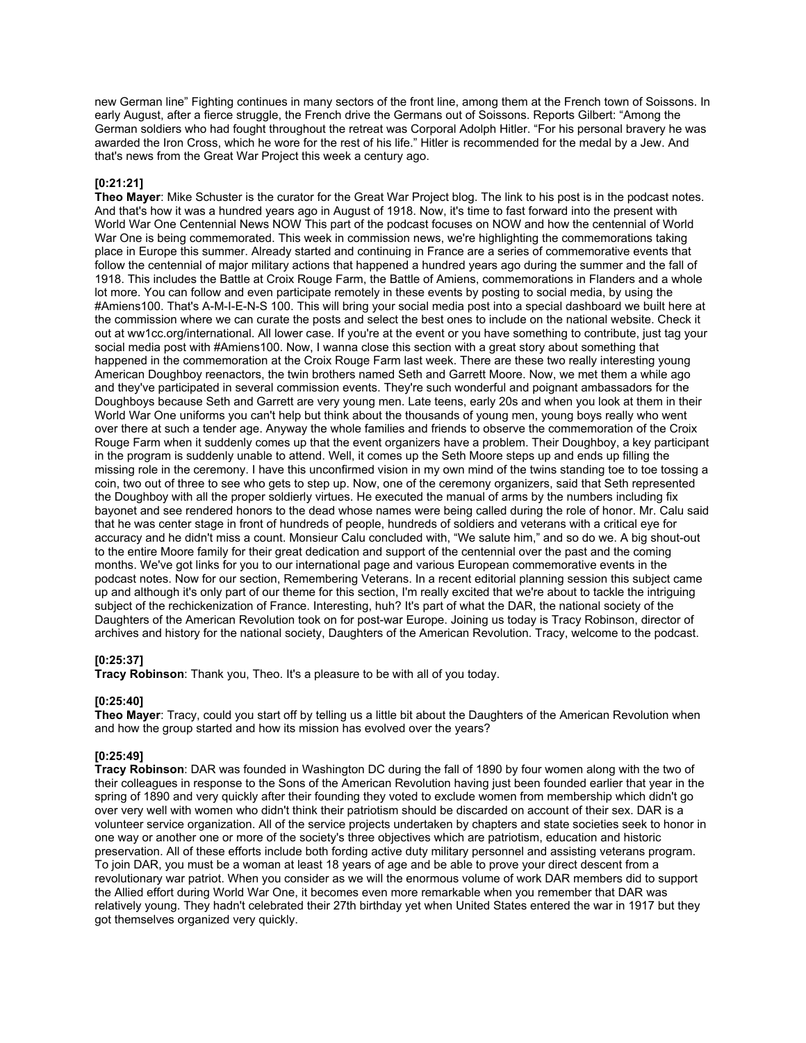new German line" Fighting continues in many sectors of the front line, among them at the French town of Soissons. In early August, after a fierce struggle, the French drive the Germans out of Soissons. Reports Gilbert: "Among the German soldiers who had fought throughout the retreat was Corporal Adolph Hitler. "For his personal bravery he was awarded the Iron Cross, which he wore for the rest of his life." Hitler is recommended for the medal by a Jew. And that's news from the Great War Project this week a century ago.

**[0:21:21]**
**Theo Mayer**: Mike Schuster is the curator for the Great War Project blog. The link to his post is in the podcast notes. And that's how it was a hundred years ago in August of 1918. Now, it's time to fast forward into the present with World War One Centennial News NOW This part of the podcast focuses on NOW and how the centennial of World War One is being commemorated. This week in commission news, we're highlighting the commemorations taking place in Europe this summer. Already started and continuing in France are a series of commemorative events that follow the centennial of major military actions that happened a hundred years ago during the summer and the fall of 1918. This includes the Battle at Croix Rouge Farm, the Battle of Amiens, commemorations in Flanders and a whole lot more. You can follow and even participate remotely in these events by posting to social media, by using the #Amiens100. That's A-M-I-E-N-S 100. This will bring your social media post into a special dashboard we built here at the commission where we can curate the posts and select the best ones to include on the national website. Check it out at ww1cc.org/international. All lower case. If you're at the event or you have something to contribute, just tag your social media post with #Amiens100. Now, I wanna close this section with a great story about something that happened in the commemoration at the Croix Rouge Farm last week. There are these two really interesting young American Doughboy reenactors, the twin brothers named Seth and Garrett Moore. Now, we met them a while ago and they've participated in several commission events. They're such wonderful and poignant ambassadors for the Doughboys because Seth and Garrett are very young men. Late teens, early 20s and when you look at them in their World War One uniforms you can't help but think about the thousands of young men, young boys really who went over there at such a tender age. Anyway the whole families and friends to observe the commemoration of the Croix Rouge Farm when it suddenly comes up that the event organizers have a problem. Their Doughboy, a key participant in the program is suddenly unable to attend. Well, it comes up the Seth Moore steps up and ends up filling the missing role in the ceremony. I have this unconfirmed vision in my own mind of the twins standing toe to toe tossing a coin, two out of three to see who gets to step up. Now, one of the ceremony organizers, said that Seth represented the Doughboy with all the proper soldierly virtues. He executed the manual of arms by the numbers including fix bayonet and see rendered honors to the dead whose names were being called during the role of honor. Mr. Calu said that he was center stage in front of hundreds of people, hundreds of soldiers and veterans with a critical eye for accuracy and he didn't miss a count. Monsieur Calu concluded with, "We salute him," and so do we. A big shout-out to the entire Moore family for their great dedication and support of the centennial over the past and the coming months. We've got links for you to our international page and various European commemorative events in the podcast notes. Now for our section, Remembering Veterans. In a recent editorial planning session this subject came up and although it's only part of our theme for this section, I'm really excited that we're about to tackle the intriguing subject of the rechickenization of France. Interesting, huh? It's part of what the DAR, the national society of the Daughters of the American Revolution took on for post-war Europe. Joining us today is Tracy Robinson, director of archives and history for the national society, Daughters of the American Revolution. Tracy, welcome to the podcast.

**[0:25:37]**
**Tracy Robinson**: Thank you, Theo. It's a pleasure to be with all of you today.

**[0:25:40]**
**Theo Mayer**: Tracy, could you start off by telling us a little bit about the Daughters of the American Revolution when and how the group started and how its mission has evolved over the years?

**[0:25:49]**
**Tracy Robinson**: DAR was founded in Washington DC during the fall of 1890 by four women along with the two of their colleagues in response to the Sons of the American Revolution having just been founded earlier that year in the spring of 1890 and very quickly after their founding they voted to exclude women from membership which didn't go over very well with women who didn't think their patriotism should be discarded on account of their sex. DAR is a volunteer service organization. All of the service projects undertaken by chapters and state societies seek to honor in one way or another one or more of the society's three objectives which are patriotism, education and historic preservation. All of these efforts include both fording active duty military personnel and assisting veterans program. To join DAR, you must be a woman at least 18 years of age and be able to prove your direct descent from a revolutionary war patriot. When you consider as we will the enormous volume of work DAR members did to support the Allied effort during World War One, it becomes even more remarkable when you remember that DAR was relatively young. They hadn't celebrated their 27th birthday yet when United States entered the war in 1917 but they got themselves organized very quickly.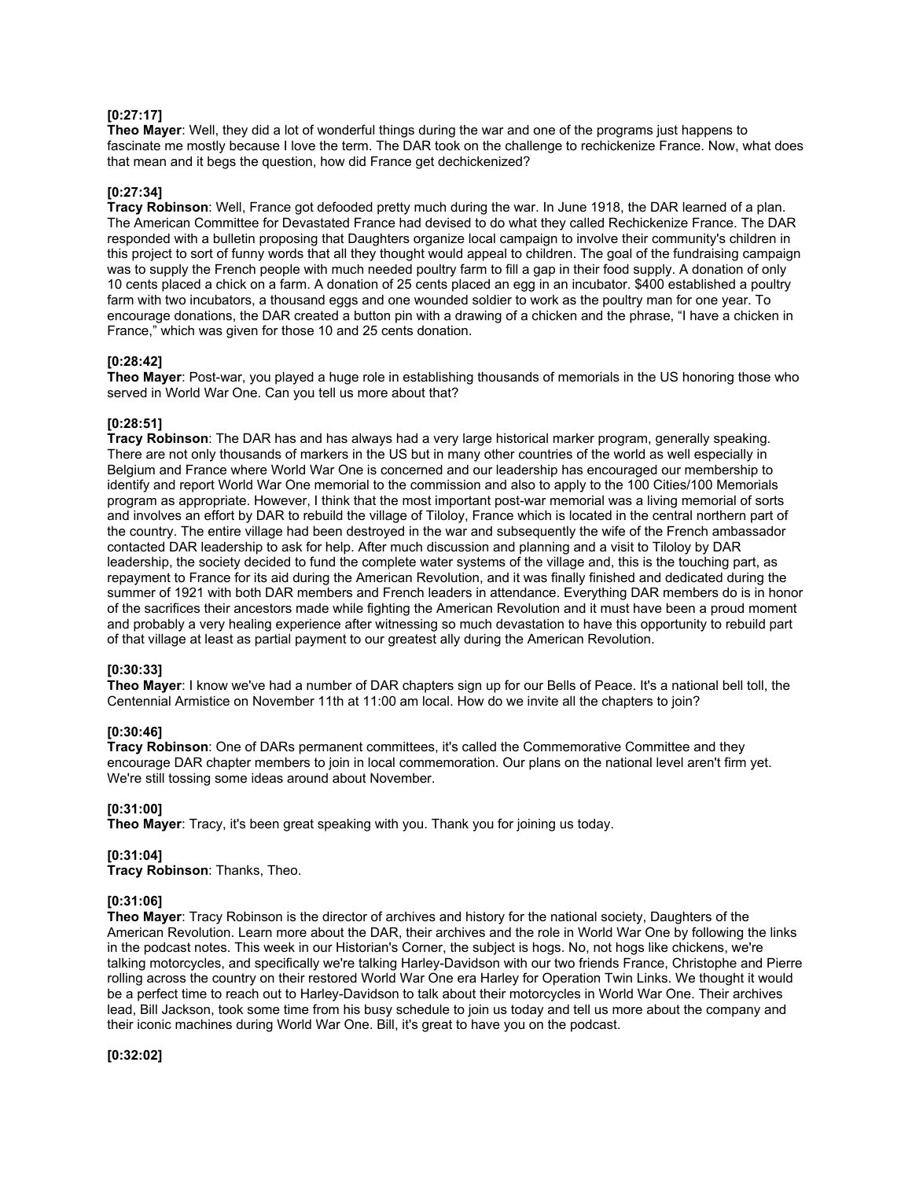**[0:27:17]**
**Theo Mayer**: Well, they did a lot of wonderful things during the war and one of the programs just happens to fascinate me mostly because I love the term. The DAR took on the challenge to rechickenize France. Now, what does that mean and it begs the question, how did France get dechickenized?

**[0:27:34]**
**Tracy Robinson**: Well, France got defooded pretty much during the war. In June 1918, the DAR learned of a plan. The American Committee for Devastated France had devised to do what they called Rechickenize France. The DAR responded with a bulletin proposing that Daughters organize local campaign to involve their community's children in this project to sort of funny words that all they thought would appeal to children. The goal of the fundraising campaign was to supply the French people with much needed poultry farm to fill a gap in their food supply. A donation of only 10 cents placed a chick on a farm. A donation of 25 cents placed an egg in an incubator. $400 established a poultry farm with two incubators, a thousand eggs and one wounded soldier to work as the poultry man for one year. To encourage donations, the DAR created a button pin with a drawing of a chicken and the phrase, "I have a chicken in France," which was given for those 10 and 25 cents donation.

**[0:28:42]**
**Theo Mayer**: Post-war, you played a huge role in establishing thousands of memorials in the US honoring those who served in World War One. Can you tell us more about that?

**[0:28:51]**
**Tracy Robinson**: The DAR has and has always had a very large historical marker program, generally speaking. There are not only thousands of markers in the US but in many other countries of the world as well especially in Belgium and France where World War One is concerned and our leadership has encouraged our membership to identify and report World War One memorial to the commission and also to apply to the 100 Cities/100 Memorials program as appropriate. However, I think that the most important post-war memorial was a living memorial of sorts and involves an effort by DAR to rebuild the village of Tiloloy, France which is located in the central northern part of the country. The entire village had been destroyed in the war and subsequently the wife of the French ambassador contacted DAR leadership to ask for help. After much discussion and planning and a visit to Tiloloy by DAR leadership, the society decided to fund the complete water systems of the village and, this is the touching part, as repayment to France for its aid during the American Revolution, and it was finally finished and dedicated during the summer of 1921 with both DAR members and French leaders in attendance. Everything DAR members do is in honor of the sacrifices their ancestors made while fighting the American Revolution and it must have been a proud moment and probably a very healing experience after witnessing so much devastation to have this opportunity to rebuild part of that village at least as partial payment to our greatest ally during the American Revolution.

**[0:30:33]**
**Theo Mayer**: I know we've had a number of DAR chapters sign up for our Bells of Peace. It's a national bell toll, the Centennial Armistice on November 11th at 11:00 am local. How do we invite all the chapters to join?

**[0:30:46]**
**Tracy Robinson**: One of DARs permanent committees, it's called the Commemorative Committee and they encourage DAR chapter members to join in local commemoration. Our plans on the national level aren't firm yet. We're still tossing some ideas around about November.

**[0:31:00]**
**Theo Mayer**: Tracy, it's been great speaking with you. Thank you for joining us today.

**[0:31:04]**
**Tracy Robinson**: Thanks, Theo.

**[0:31:06]**
**Theo Mayer**: Tracy Robinson is the director of archives and history for the national society, Daughters of the American Revolution. Learn more about the DAR, their archives and the role in World War One by following the links in the podcast notes. This week in our Historian's Corner, the subject is hogs. No, not hogs like chickens, we're talking motorcycles, and specifically we're talking Harley-Davidson with our two friends France, Christophe and Pierre rolling across the country on their restored World War One era Harley for Operation Twin Links. We thought it would be a perfect time to reach out to Harley-Davidson to talk about their motorcycles in World War One. Their archives lead, Bill Jackson, took some time from his busy schedule to join us today and tell us more about the company and their iconic machines during World War One. Bill, it's great to have you on the podcast.

**[0:32:02]**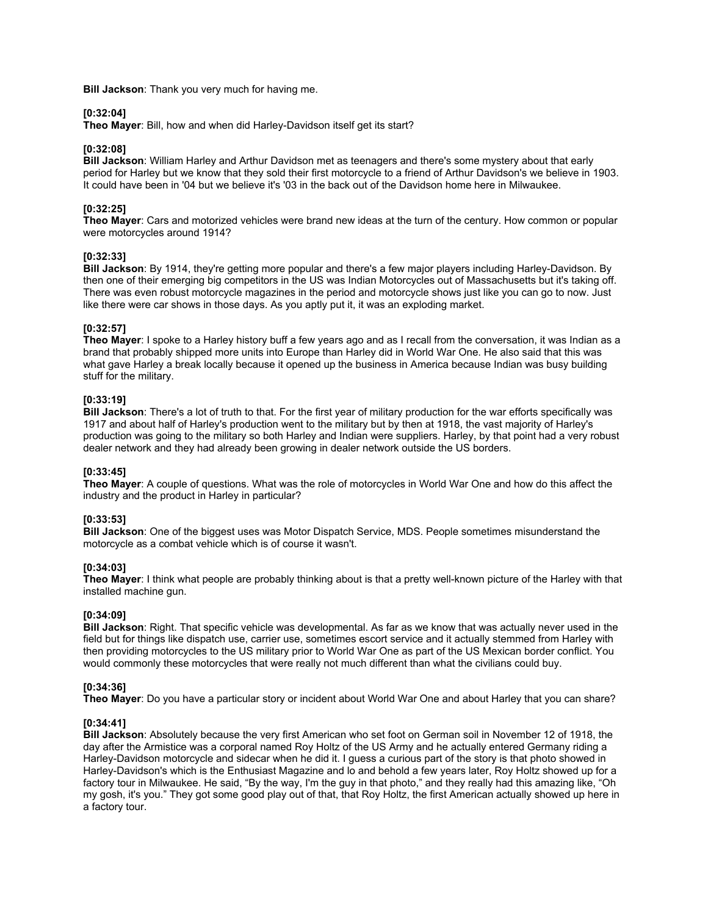**Bill Jackson**: Thank you very much for having me.

**[0:32:04]**
**Theo Mayer**: Bill, how and when did Harley-Davidson itself get its start?

**[0:32:08]**
**Bill Jackson**: William Harley and Arthur Davidson met as teenagers and there's some mystery about that early period for Harley but we know that they sold their first motorcycle to a friend of Arthur Davidson's we believe in 1903. It could have been in '04 but we believe it's '03 in the back out of the Davidson home here in Milwaukee.

**[0:32:25]**
**Theo Mayer**: Cars and motorized vehicles were brand new ideas at the turn of the century. How common or popular were motorcycles around 1914?

**[0:32:33]**
**Bill Jackson**: By 1914, they're getting more popular and there's a few major players including Harley-Davidson. By then one of their emerging big competitors in the US was Indian Motorcycles out of Massachusetts but it's taking off. There was even robust motorcycle magazines in the period and motorcycle shows just like you can go to now. Just like there were car shows in those days. As you aptly put it, it was an exploding market.

**[0:32:57]**
**Theo Mayer**: I spoke to a Harley history buff a few years ago and as I recall from the conversation, it was Indian as a brand that probably shipped more units into Europe than Harley did in World War One. He also said that this was what gave Harley a break locally because it opened up the business in America because Indian was busy building stuff for the military.

**[0:33:19]**
**Bill Jackson**: There's a lot of truth to that. For the first year of military production for the war efforts specifically was 1917 and about half of Harley's production went to the military but by then at 1918, the vast majority of Harley's production was going to the military so both Harley and Indian were suppliers. Harley, by that point had a very robust dealer network and they had already been growing in dealer network outside the US borders.

**[0:33:45]**
**Theo Mayer**: A couple of questions. What was the role of motorcycles in World War One and how do this affect the industry and the product in Harley in particular?

**[0:33:53]**
**Bill Jackson**: One of the biggest uses was Motor Dispatch Service, MDS. People sometimes misunderstand the motorcycle as a combat vehicle which is of course it wasn't.

**[0:34:03]**
**Theo Mayer**: I think what people are probably thinking about is that a pretty well-known picture of the Harley with that installed machine gun.

**[0:34:09]**
**Bill Jackson**: Right. That specific vehicle was developmental. As far as we know that was actually never used in the field but for things like dispatch use, carrier use, sometimes escort service and it actually stemmed from Harley with then providing motorcycles to the US military prior to World War One as part of the US Mexican border conflict. You would commonly these motorcycles that were really not much different than what the civilians could buy.

**[0:34:36]**
**Theo Mayer**: Do you have a particular story or incident about World War One and about Harley that you can share?

**[0:34:41]**
**Bill Jackson**: Absolutely because the very first American who set foot on German soil in November 12 of 1918, the day after the Armistice was a corporal named Roy Holtz of the US Army and he actually entered Germany riding a Harley-Davidson motorcycle and sidecar when he did it. I guess a curious part of the story is that photo showed in Harley-Davidson's which is the Enthusiast Magazine and lo and behold a few years later, Roy Holtz showed up for a factory tour in Milwaukee. He said, "By the way, I'm the guy in that photo," and they really had this amazing like, "Oh my gosh, it's you." They got some good play out of that, that Roy Holtz, the first American actually showed up here in a factory tour.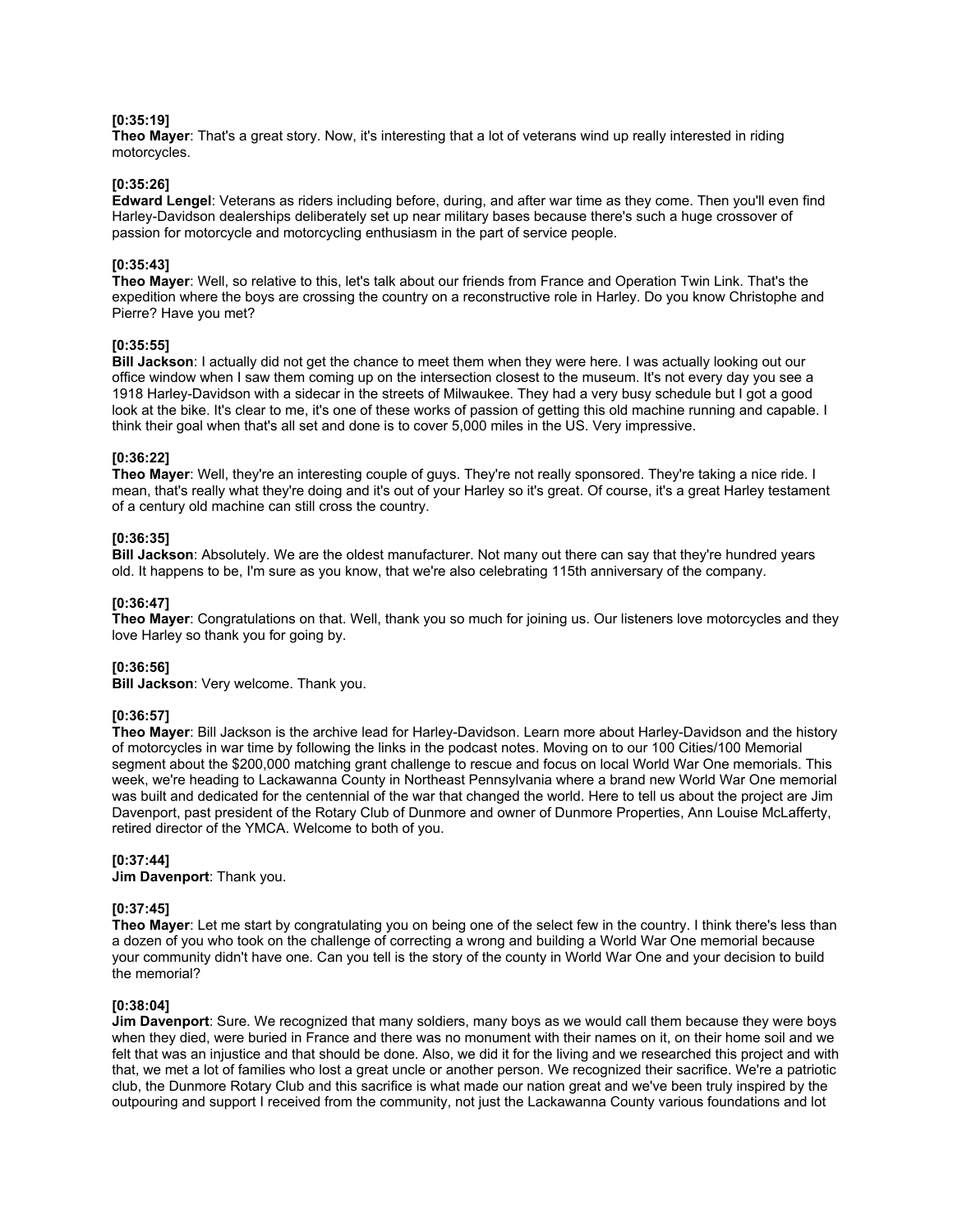**[0:35:19]**
**Theo Mayer**: That's a great story. Now, it's interesting that a lot of veterans wind up really interested in riding motorcycles.

**[0:35:26]**
**Edward Lengel**: Veterans as riders including before, during, and after war time as they come. Then you'll even find Harley-Davidson dealerships deliberately set up near military bases because there's such a huge crossover of passion for motorcycle and motorcycling enthusiasm in the part of service people.

**[0:35:43]**
**Theo Mayer**: Well, so relative to this, let's talk about our friends from France and Operation Twin Link. That's the expedition where the boys are crossing the country on a reconstructive role in Harley. Do you know Christophe and Pierre? Have you met?

**[0:35:55]**
**Bill Jackson**: I actually did not get the chance to meet them when they were here. I was actually looking out our office window when I saw them coming up on the intersection closest to the museum. It's not every day you see a 1918 Harley-Davidson with a sidecar in the streets of Milwaukee. They had a very busy schedule but I got a good look at the bike. It's clear to me, it's one of these works of passion of getting this old machine running and capable. I think their goal when that's all set and done is to cover 5,000 miles in the US. Very impressive.

**[0:36:22]**
**Theo Mayer**: Well, they're an interesting couple of guys. They're not really sponsored. They're taking a nice ride. I mean, that's really what they're doing and it's out of your Harley so it's great. Of course, it's a great Harley testament of a century old machine can still cross the country.

**[0:36:35]**
**Bill Jackson**: Absolutely. We are the oldest manufacturer. Not many out there can say that they're hundred years old. It happens to be, I'm sure as you know, that we're also celebrating 115th anniversary of the company.

**[0:36:47]**
**Theo Mayer**: Congratulations on that. Well, thank you so much for joining us. Our listeners love motorcycles and they love Harley so thank you for going by.

**[0:36:56]**
**Bill Jackson**: Very welcome. Thank you.

**[0:36:57]**
**Theo Mayer**: Bill Jackson is the archive lead for Harley-Davidson. Learn more about Harley-Davidson and the history of motorcycles in war time by following the links in the podcast notes. Moving on to our 100 Cities/100 Memorial segment about the $200,000 matching grant challenge to rescue and focus on local World War One memorials. This week, we're heading to Lackawanna County in Northeast Pennsylvania where a brand new World War One memorial was built and dedicated for the centennial of the war that changed the world. Here to tell us about the project are Jim Davenport, past president of the Rotary Club of Dunmore and owner of Dunmore Properties, Ann Louise McLafferty, retired director of the YMCA. Welcome to both of you.

**[0:37:44]**
**Jim Davenport**: Thank you.

**[0:37:45]**
**Theo Mayer**: Let me start by congratulating you on being one of the select few in the country. I think there's less than a dozen of you who took on the challenge of correcting a wrong and building a World War One memorial because your community didn't have one. Can you tell is the story of the county in World War One and your decision to build the memorial?

**[0:38:04]**
**Jim Davenport**: Sure. We recognized that many soldiers, many boys as we would call them because they were boys when they died, were buried in France and there was no monument with their names on it, on their home soil and we felt that was an injustice and that should be done. Also, we did it for the living and we researched this project and with that, we met a lot of families who lost a great uncle or another person. We recognized their sacrifice. We're a patriotic club, the Dunmore Rotary Club and this sacrifice is what made our nation great and we've been truly inspired by the outpouring and support I received from the community, not just the Lackawanna County various foundations and lot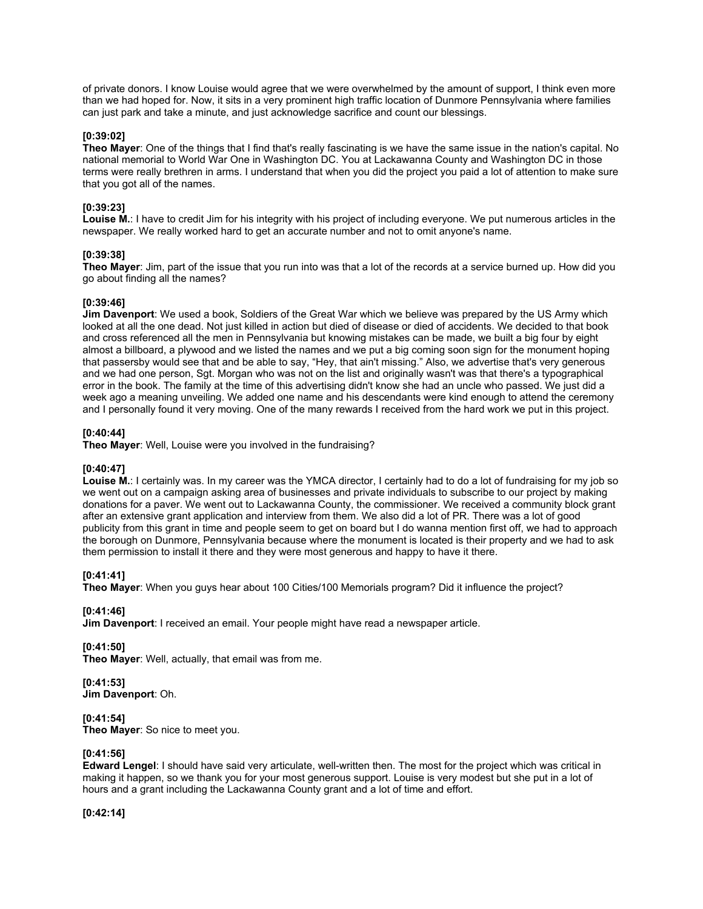of private donors. I know Louise would agree that we were overwhelmed by the amount of support, I think even more than we had hoped for. Now, it sits in a very prominent high traffic location of Dunmore Pennsylvania where families can just park and take a minute, and just acknowledge sacrifice and count our blessings.

**[0:39:02]**
**Theo Mayer**: One of the things that I find that's really fascinating is we have the same issue in the nation's capital. No national memorial to World War One in Washington DC. You at Lackawanna County and Washington DC in those terms were really brethren in arms. I understand that when you did the project you paid a lot of attention to make sure that you got all of the names.

**[0:39:23]**
**Louise M.**: I have to credit Jim for his integrity with his project of including everyone. We put numerous articles in the newspaper. We really worked hard to get an accurate number and not to omit anyone's name.

**[0:39:38]**
**Theo Mayer**: Jim, part of the issue that you run into was that a lot of the records at a service burned up. How did you go about finding all the names?

**[0:39:46]**
**Jim Davenport**: We used a book, Soldiers of the Great War which we believe was prepared by the US Army which looked at all the one dead. Not just killed in action but died of disease or died of accidents. We decided to that book and cross referenced all the men in Pennsylvania but knowing mistakes can be made, we built a big four by eight almost a billboard, a plywood and we listed the names and we put a big coming soon sign for the monument hoping that passersby would see that and be able to say, "Hey, that ain't missing." Also, we advertise that's very generous and we had one person, Sgt. Morgan who was not on the list and originally wasn't was that there's a typographical error in the book. The family at the time of this advertising didn't know she had an uncle who passed. We just did a week ago a meaning unveiling. We added one name and his descendants were kind enough to attend the ceremony and I personally found it very moving. One of the many rewards I received from the hard work we put in this project.

**[0:40:44]**
**Theo Mayer**: Well, Louise were you involved in the fundraising?

**[0:40:47]**
**Louise M.**: I certainly was. In my career was the YMCA director, I certainly had to do a lot of fundraising for my job so we went out on a campaign asking area of businesses and private individuals to subscribe to our project by making donations for a paver. We went out to Lackawanna County, the commissioner. We received a community block grant after an extensive grant application and interview from them. We also did a lot of PR. There was a lot of good publicity from this grant in time and people seem to get on board but I do wanna mention first off, we had to approach the borough on Dunmore, Pennsylvania because where the monument is located is their property and we had to ask them permission to install it there and they were most generous and happy to have it there.

**[0:41:41]**
**Theo Mayer**: When you guys hear about 100 Cities/100 Memorials program? Did it influence the project?

**[0:41:46]**
**Jim Davenport**: I received an email. Your people might have read a newspaper article.

**[0:41:50]**
**Theo Mayer**: Well, actually, that email was from me.

**[0:41:53]**
**Jim Davenport**: Oh.

**[0:41:54]**
**Theo Mayer**: So nice to meet you.

**[0:41:56]**
**Edward Lengel**: I should have said very articulate, well-written then. The most for the project which was critical in making it happen, so we thank you for your most generous support. Louise is very modest but she put in a lot of hours and a grant including the Lackawanna County grant and a lot of time and effort.

**[0:42:14]**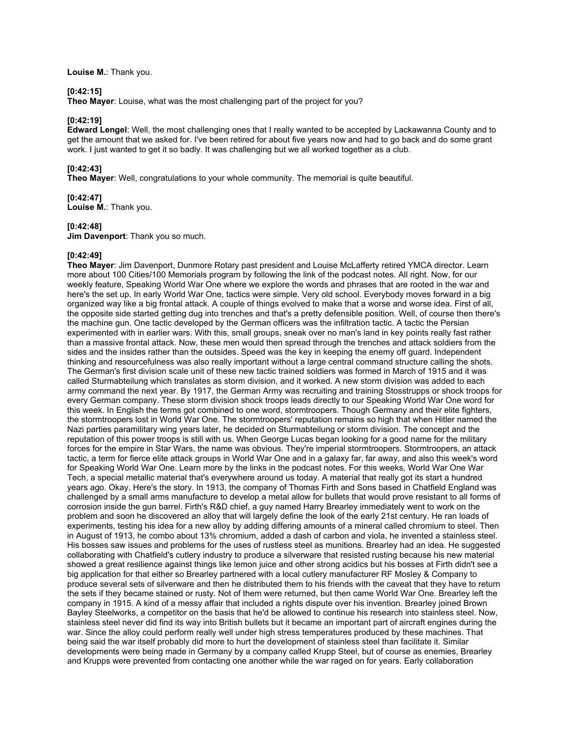**Louise M.**: Thank you.

**[0:42:15]**
**Theo Mayer**: Louise, what was the most challenging part of the project for you?

**[0:42:19]**
**Edward Lengel**: Well, the most challenging ones that I really wanted to be accepted by Lackawanna County and to get the amount that we asked for. I've been retired for about five years now and had to go back and do some grant work. I just wanted to get it so badly. It was challenging but we all worked together as a club.

**[0:42:43]**
**Theo Mayer**: Well, congratulations to your whole community. The memorial is quite beautiful.

**[0:42:47]**
**Louise M.**: Thank you.

**[0:42:48]**
**Jim Davenport**: Thank you so much.

**[0:42:49]**
**Theo Mayer**: Jim Davenport, Dunmore Rotary past president and Louise McLafferty retired YMCA director. Learn more about 100 Cities/100 Memorials program by following the link of the podcast notes. All right. Now, for our weekly feature, Speaking World War One where we explore the words and phrases that are rooted in the war and here's the set up. In early World War One, tactics were simple. Very old school. Everybody moves forward in a big organized way like a big frontal attack. A couple of things evolved to make that a worse and worse idea. First of all, the opposite side started getting dug into trenches and that's a pretty defensible position. Well, of course then there's the machine gun. One tactic developed by the German officers was the infiltration tactic. A tactic the Persian experimented with in earlier wars. With this, small groups, sneak over no man's land in key points really fast rather than a massive frontal attack. Now, these men would then spread through the trenches and attack soldiers from the sides and the insides rather than the outsides. Speed was the key in keeping the enemy off guard. Independent thinking and resourcefulness was also really important without a large central command structure calling the shots. The German's first division scale unit of these new tactic trained soldiers was formed in March of 1915 and it was called Sturmabteilung which translates as storm division, and it worked. A new storm division was added to each army command the next year. By 1917, the German Army was recruiting and training Stosstrupps or shock troops for every German company. These storm division shock troops leads directly to our Speaking World War One word for this week. In English the terms got combined to one word, stormtroopers. Though Germany and their elite fighters, the stormtroopers lost in World War One. The stormtroopers' reputation remains so high that when Hitler named the Nazi parties paramilitary wing years later, he decided on Sturmabteilung or storm division. The concept and the reputation of this power troops is still with us. When George Lucas began looking for a good name for the military forces for the empire in Star Wars, the name was obvious. They're imperial stormtroopers. Stormtroopers, an attack tactic, a term for fierce elite attack groups in World War One and in a galaxy far, far away, and also this week's word for Speaking World War One. Learn more by the links in the podcast notes. For this weeks, World War One War Tech, a special metallic material that's everywhere around us today. A material that really got its start a hundred years ago. Okay. Here's the story. In 1913, the company of Thomas Firth and Sons based in Chatfield England was challenged by a small arms manufacture to develop a metal allow for bullets that would prove resistant to all forms of corrosion inside the gun barrel. Firth's R&D chief, a guy named Harry Brearley immediately went to work on the problem and soon he discovered an alloy that will largely define the look of the early 21st century. He ran loads of experiments, testing his idea for a new alloy by adding differing amounts of a mineral called chromium to steel. Then in August of 1913, he combo about 13% chromium, added a dash of carbon and viola, he invented a stainless steel. His bosses saw issues and problems for the uses of rustless steel as munitions. Brearley had an idea. He suggested collaborating with Chatfield's cutlery industry to produce a silverware that resisted rusting because his new material showed a great resilience against things like lemon juice and other strong acidics but his bosses at Firth didn't see a big application for that either so Brearley partnered with a local cutlery manufacturer RF Mosley & Company to produce several sets of silverware and then he distributed them to his friends with the caveat that they have to return the sets if they became stained or rusty. Not of them were returned, but then came World War One. Brearley left the company in 1915. A kind of a messy affair that included a rights dispute over his invention. Brearley joined Brown Bayley Steelworks, a competitor on the basis that he'd be allowed to continue his research into stainless steel. Now, stainless steel never did find its way into British bullets but it became an important part of aircraft engines during the war. Since the alloy could perform really well under high stress temperatures produced by these machines. That being said the war itself probably did more to hurt the development of stainless steel than facilitate it. Similar developments were being made in Germany by a company called Krupp Steel, but of course as enemies, Brearley and Krupps were prevented from contacting one another while the war raged on for years. Early collaboration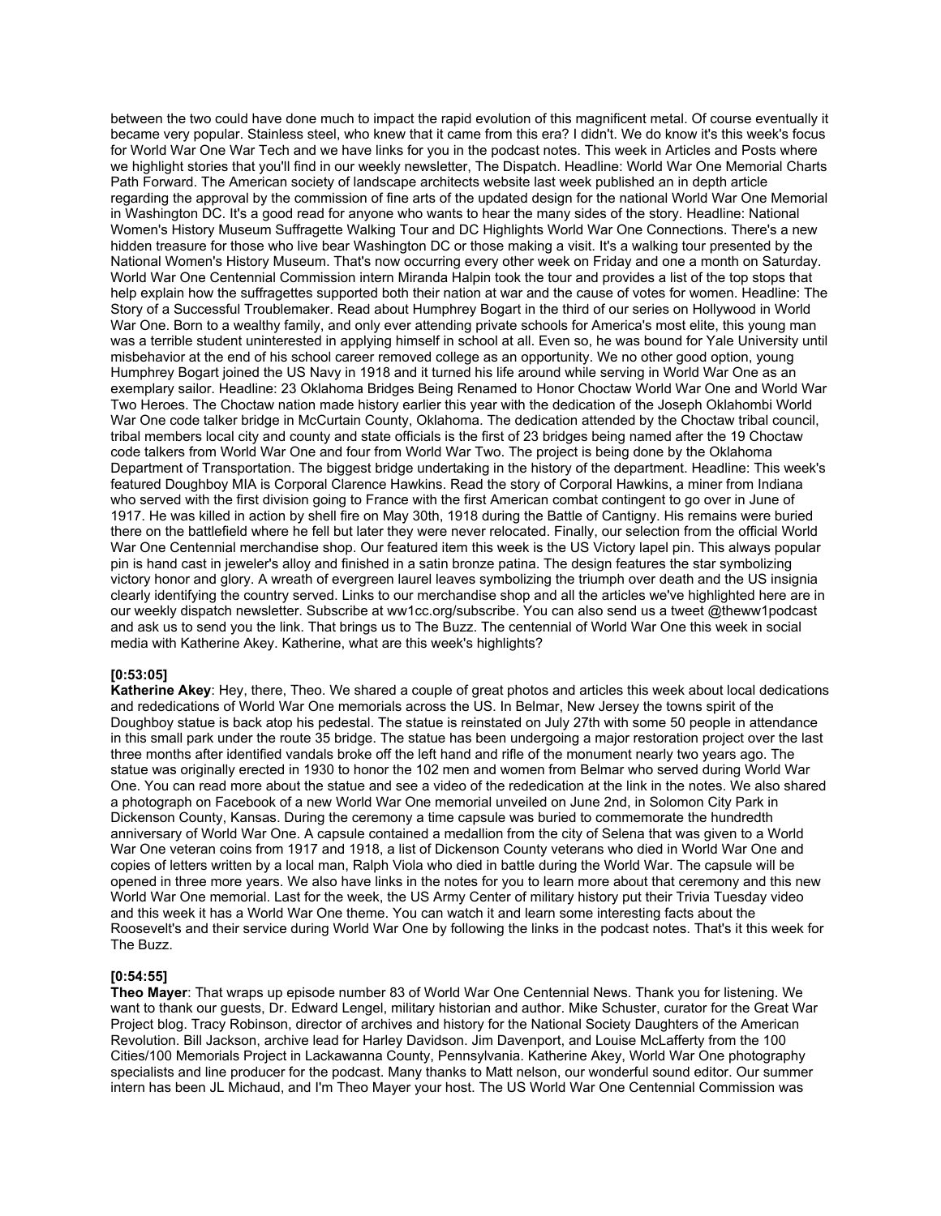between the two could have done much to impact the rapid evolution of this magnificent metal. Of course eventually it became very popular. Stainless steel, who knew that it came from this era? I didn't. We do know it's this week's focus for World War One War Tech and we have links for you in the podcast notes. This week in Articles and Posts where we highlight stories that you'll find in our weekly newsletter, The Dispatch. Headline: World War One Memorial Charts Path Forward. The American society of landscape architects website last week published an in depth article regarding the approval by the commission of fine arts of the updated design for the national World War One Memorial in Washington DC. It's a good read for anyone who wants to hear the many sides of the story. Headline: National Women's History Museum Suffragette Walking Tour and DC Highlights World War One Connections. There's a new hidden treasure for those who live bear Washington DC or those making a visit. It's a walking tour presented by the National Women's History Museum. That's now occurring every other week on Friday and one a month on Saturday. World War One Centennial Commission intern Miranda Halpin took the tour and provides a list of the top stops that help explain how the suffragettes supported both their nation at war and the cause of votes for women. Headline: The Story of a Successful Troublemaker. Read about Humphrey Bogart in the third of our series on Hollywood in World War One. Born to a wealthy family, and only ever attending private schools for America's most elite, this young man was a terrible student uninterested in applying himself in school at all. Even so, he was bound for Yale University until misbehavior at the end of his school career removed college as an opportunity. We no other good option, young Humphrey Bogart joined the US Navy in 1918 and it turned his life around while serving in World War One as an exemplary sailor. Headline: 23 Oklahoma Bridges Being Renamed to Honor Choctaw World War One and World War Two Heroes. The Choctaw nation made history earlier this year with the dedication of the Joseph Oklahombi World War One code talker bridge in McCurtain County, Oklahoma. The dedication attended by the Choctaw tribal council, tribal members local city and county and state officials is the first of 23 bridges being named after the 19 Choctaw code talkers from World War One and four from World War Two. The project is being done by the Oklahoma Department of Transportation. The biggest bridge undertaking in the history of the department. Headline: This week's featured Doughboy MIA is Corporal Clarence Hawkins. Read the story of Corporal Hawkins, a miner from Indiana who served with the first division going to France with the first American combat contingent to go over in June of 1917. He was killed in action by shell fire on May 30th, 1918 during the Battle of Cantigny. His remains were buried there on the battlefield where he fell but later they were never relocated. Finally, our selection from the official World War One Centennial merchandise shop. Our featured item this week is the US Victory lapel pin. This always popular pin is hand cast in jeweler's alloy and finished in a satin bronze patina. The design features the star symbolizing victory honor and glory. A wreath of evergreen laurel leaves symbolizing the triumph over death and the US insignia clearly identifying the country served. Links to our merchandise shop and all the articles we've highlighted here are in our weekly dispatch newsletter. Subscribe at ww1cc.org/subscribe. You can also send us a tweet @theww1podcast and ask us to send you the link. That brings us to The Buzz. The centennial of World War One this week in social media with Katherine Akey. Katherine, what are this week's highlights?

**[0:53:05]**
**Katherine Akey**: Hey, there, Theo. We shared a couple of great photos and articles this week about local dedications and rededications of World War One memorials across the US. In Belmar, New Jersey the towns spirit of the Doughboy statue is back atop his pedestal. The statue is reinstated on July 27th with some 50 people in attendance in this small park under the route 35 bridge. The statue has been undergoing a major restoration project over the last three months after identified vandals broke off the left hand and rifle of the monument nearly two years ago. The statue was originally erected in 1930 to honor the 102 men and women from Belmar who served during World War One. You can read more about the statue and see a video of the rededication at the link in the notes. We also shared a photograph on Facebook of a new World War One memorial unveiled on June 2nd, in Solomon City Park in Dickenson County, Kansas. During the ceremony a time capsule was buried to commemorate the hundredth anniversary of World War One. A capsule contained a medallion from the city of Selena that was given to a World War One veteran coins from 1917 and 1918, a list of Dickenson County veterans who died in World War One and copies of letters written by a local man, Ralph Viola who died in battle during the World War. The capsule will be opened in three more years. We also have links in the notes for you to learn more about that ceremony and this new World War One memorial. Last for the week, the US Army Center of military history put their Trivia Tuesday video and this week it has a World War One theme. You can watch it and learn some interesting facts about the Roosevelt's and their service during World War One by following the links in the podcast notes. That's it this week for The Buzz.

**[0:54:55]**
**Theo Mayer**: That wraps up episode number 83 of World War One Centennial News. Thank you for listening. We want to thank our guests, Dr. Edward Lengel, military historian and author. Mike Schuster, curator for the Great War Project blog. Tracy Robinson, director of archives and history for the National Society Daughters of the American Revolution. Bill Jackson, archive lead for Harley Davidson. Jim Davenport, and Louise McLafferty from the 100 Cities/100 Memorials Project in Lackawanna County, Pennsylvania. Katherine Akey, World War One photography specialists and line producer for the podcast. Many thanks to Matt nelson, our wonderful sound editor. Our summer intern has been JL Michaud, and I'm Theo Mayer your host. The US World War One Centennial Commission was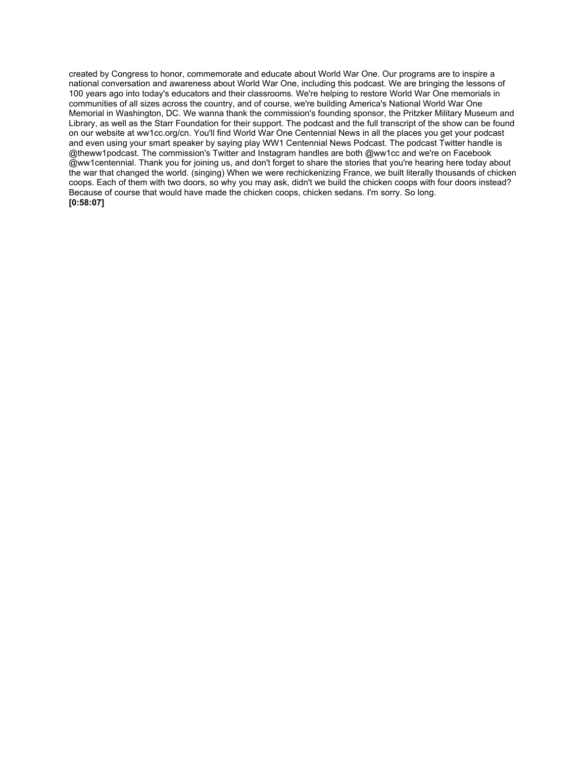created by Congress to honor, commemorate and educate about World War One. Our programs are to inspire a national conversation and awareness about World War One, including this podcast. We are bringing the lessons of 100 years ago into today's educators and their classrooms. We're helping to restore World War One memorials in communities of all sizes across the country, and of course, we're building America's National World War One Memorial in Washington, DC. We wanna thank the commission's founding sponsor, the Pritzker Military Museum and Library, as well as the Starr Foundation for their support. The podcast and the full transcript of the show can be found on our website at ww1cc.org/cn. You'll find World War One Centennial News in all the places you get your podcast and even using your smart speaker by saying play WW1 Centennial News Podcast. The podcast Twitter handle is @theww1podcast. The commission's Twitter and Instagram handles are both @ww1cc and we're on Facebook @ww1centennial. Thank you for joining us, and don't forget to share the stories that you're hearing here today about the war that changed the world. (singing) When we were rechickenizing France, we built literally thousands of chicken coops. Each of them with two doors, so why you may ask, didn't we build the chicken coops with four doors instead? Because of course that would have made the chicken coops, chicken sedans. I'm sorry. So long.

**[0:58:07]**